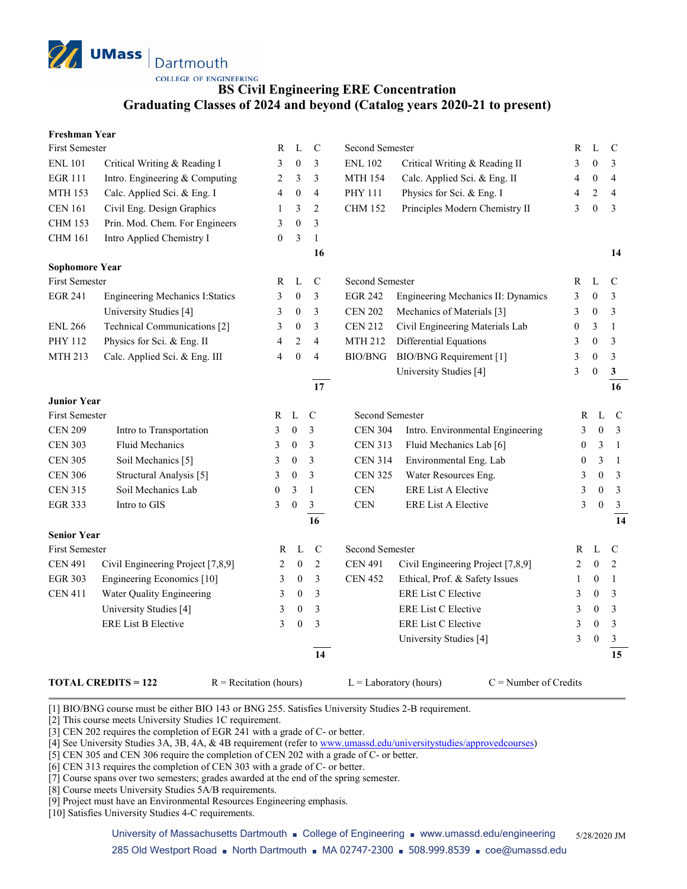UMass Dartmouth
COLLEGE OF ENGINEERING

# BS Civil Engineering ERE Concentration
## Graduating Classes of 2024 and beyond (Catalog years 2020-21 to present)

### Freshman Year

| First Semester | | R | L | C | Second Semester | | R | L | C |
|---|---|---|---|---|---|---|---|---|---|
| ENL 101 | Critical Writing & Reading I | 3 | 0 | 3 | ENL 102 | Critical Writing & Reading II | 3 | 0 | 3 |
| EGR 111 | Intro. Engineering & Computing | 2 | 3 | 3 | MTH 154 | Calc. Applied Sci. & Eng. II | 4 | 0 | 4 |
| MTH 153 | Calc. Applied Sci. & Eng. I | 4 | 0 | 4 | PHY 111 | Physics for Sci. & Eng. I | 4 | 2 | 4 |
| CEN 161 | Civil Eng. Design Graphics | 1 | 3 | 2 | CHM 152 | Principles Modern Chemistry II | 3 | 0 | 3 |
| CHM 153 | Prin. Mod. Chem. For Engineers | 3 | 0 | 3 | | | | | |
| CHM 161 | Intro Applied Chemistry I | 0 | 3 | 1 | | | | | |
| | | | | **16** | | | | | **14** |

### Sophomore Year

| First Semester | | R | L | C | Second Semester | | R | L | C |
|---|---|---|---|---|---|---|---|---|---|
| EGR 241 | Engineering Mechanics I:Statics | 3 | 0 | 3 | EGR 242 | Engineering Mechanics II: Dynamics | 3 | 0 | 3 |
| | University Studies [4] | 3 | 0 | 3 | CEN 202 | Mechanics of Materials [3] | 3 | 0 | 3 |
| ENL 266 | Technical Communications [2] | 3 | 0 | 3 | CEN 212 | Civil Engineering Materials Lab | 0 | 3 | 1 |
| PHY 112 | Physics for Sci. & Eng. II | 4 | 2 | 4 | MTH 212 | Differential Equations | 3 | 0 | 3 |
| MTH 213 | Calc. Applied Sci. & Eng. III | 4 | 0 | 4 | BIO/BNG | BIO/BNG Requirement [1] | 3 | 0 | 3 |
| | | | | | | University Studies [4] | 3 | 0 | 3 |
| | | | | **17** | | | | | **16** |

### Junior Year

| First Semester | | R | L | C | Second Semester | | R | L | C |
|---|---|---|---|---|---|---|---|---|---|
| CEN 209 | Intro to Transportation | 3 | 0 | 3 | CEN 304 | Intro. Environmental Engineering | 3 | 0 | 3 |
| CEN 303 | Fluid Mechanics | 3 | 0 | 3 | CEN 313 | Fluid Mechanics Lab [6] | 0 | 3 | 1 |
| CEN 305 | Soil Mechanics [5] | 3 | 0 | 3 | CEN 314 | Environmental Eng. Lab | 0 | 3 | 1 |
| CEN 306 | Structural Analysis [5] | 3 | 0 | 3 | CEN 325 | Water Resources Eng. | 3 | 0 | 3 |
| CEN 315 | Soil Mechanics Lab | 0 | 3 | 1 | CEN | ERE List A Elective | 3 | 0 | 3 |
| EGR 333 | Intro to GIS | 3 | 0 | 3 | CEN | ERE List A Elective | 3 | 0 | 3 |
| | | | | **16** | | | | | **14** |

### Senior Year

| First Semester | | R | L | C | Second Semester | | R | L | C |
|---|---|---|---|---|---|---|---|---|---|
| CEN 491 | Civil Engineering Project [7,8,9] | 2 | 0 | 2 | CEN 491 | Civil Engineering Project [7,8,9] | 2 | 0 | 2 |
| EGR 303 | Engineering Economics [10] | 3 | 0 | 3 | CEN 452 | Ethical, Prof. & Safety Issues | 1 | 0 | 1 |
| CEN 411 | Water Quality Engineering | 3 | 0 | 3 | | ERE List C Elective | 3 | 0 | 3 |
| | University Studies [4] | 3 | 0 | 3 | | ERE List C Elective | 3 | 0 | 3 |
| | ERE List B Elective | 3 | 0 | 3 | | ERE List C Elective | 3 | 0 | 3 |
| | | | | | | University Studies [4] | 3 | 0 | 3 |
| | | | | **14** | | | | | **15** |

**TOTAL CREDITS = 122** R = Recitation (hours) L = Laboratory (hours) C = Number of Credits

[1] BIO/BNG course must be either BIO 143 or BNG 255. Satisfies University Studies 2-B requirement.
[2] This course meets University Studies 1C requirement.
[3] CEN 202 requires the completion of EGR 241 with a grade of C- or better.
[4] See University Studies 3A, 3B, 4A, & 4B requirement (refer to www.umassd.edu/universitystudies/approvedcourses)
[5] CEN 305 and CEN 306 require the completion of CEN 202 with a grade of C- or better.
[6] CEN 313 requires the completion of CEN 303 with a grade of C- or better.
[7] Course spans over two semesters; grades awarded at the end of the spring semester.
[8] Course meets University Studies 5A/B requirements.
[9] Project must have an Environmental Resources Engineering emphasis.
[10] Satisfies University Studies 4-C requirements.

University of Massachusetts Dartmouth ■ College of Engineering ■ www.umassd.edu/engineering 5/28/2020 JM
285 Old Westport Road ■ North Dartmouth ■ MA 02747-2300 ■ 508.999.8539 ■ coe@umassd.edu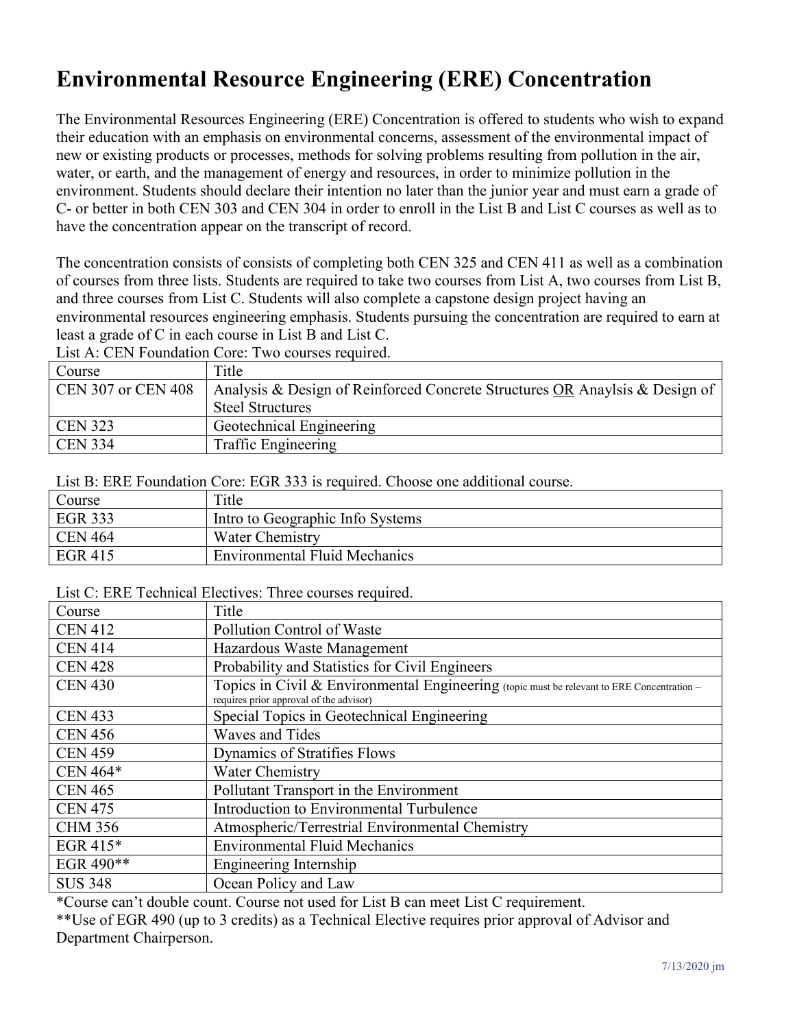# Environmental Resource Engineering (ERE) Concentration

The Environmental Resources Engineering (ERE) Concentration is offered to students who wish to expand their education with an emphasis on environmental concerns, assessment of the environmental impact of new or existing products or processes, methods for solving problems resulting from pollution in the air, water, or earth, and the management of energy and resources, in order to minimize pollution in the environment. Students should declare their intention no later than the junior year and must earn a grade of C- or better in both CEN 303 and CEN 304 in order to enroll in the List B and List C courses as well as to have the concentration appear on the transcript of record.

The concentration consists of consists of completing both CEN 325 and CEN 411 as well as a combination of courses from three lists. Students are required to take two courses from List A, two courses from List B, and three courses from List C. Students will also complete a capstone design project having an environmental resources engineering emphasis. Students pursuing the concentration are required to earn at least a grade of C in each course in List B and List C.

List A: CEN Foundation Core: Two courses required.

| Course | Title |
|---|---|
| CEN 307 or CEN 408 | Analysis & Design of Reinforced Concrete Structures OR Anaylsis & Design of Steel Structures |
| CEN 323 | Geotechnical Engineering |
| CEN 334 | Traffic Engineering |

List B: ERE Foundation Core: EGR 333 is required. Choose one additional course.

| Course | Title |
|---|---|
| EGR 333 | Intro to Geographic Info Systems |
| CEN 464 | Water Chemistry |
| EGR 415 | Environmental Fluid Mechanics |

List C: ERE Technical Electives: Three courses required.

| Course | Title |
|---|---|
| CEN 412 | Pollution Control of Waste |
| CEN 414 | Hazardous Waste Management |
| CEN 428 | Probability and Statistics for Civil Engineers |
| CEN 430 | Topics in Civil & Environmental Engineering (topic must be relevant to ERE Concentration – requires prior approval of the advisor) |
| CEN 433 | Special Topics in Geotechnical Engineering |
| CEN 456 | Waves and Tides |
| CEN 459 | Dynamics of Stratifies Flows |
| CEN 464* | Water Chemistry |
| CEN 465 | Pollutant Transport in the Environment |
| CEN 475 | Introduction to Environmental Turbulence |
| CHM 356 | Atmospheric/Terrestrial Environmental Chemistry |
| EGR 415* | Environmental Fluid Mechanics |
| EGR 490** | Engineering Internship |
| SUS 348 | Ocean Policy and Law |

*Course can't double count. Course not used for List B can meet List C requirement.

**Use of EGR 490 (up to 3 credits) as a Technical Elective requires prior approval of Advisor and Department Chairperson.

7/13/2020 jm